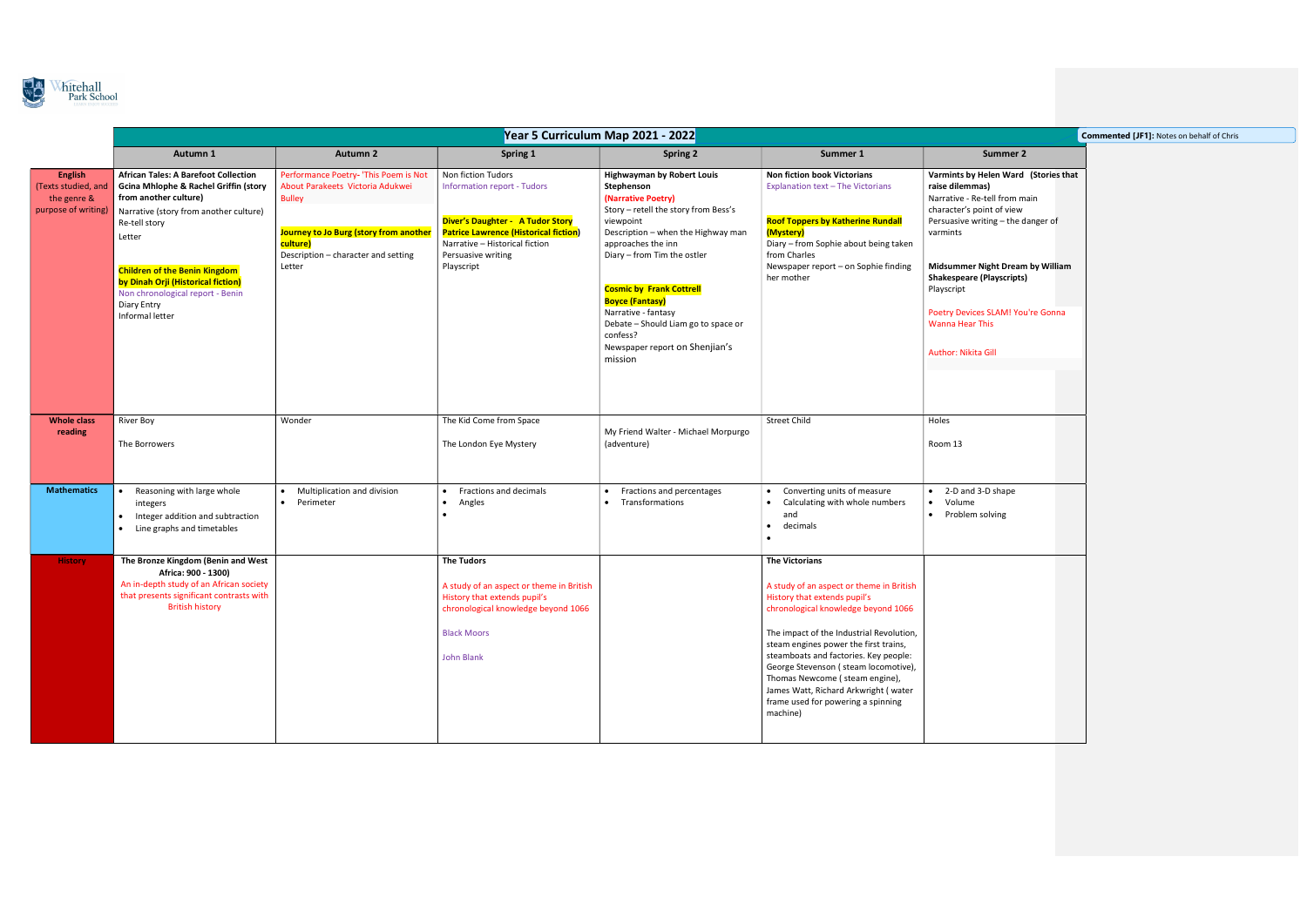Whitehall Park School

Commented [JF1]: Notes on behalf of Chris

| Year 5 Curriculum Map 2021 - 2022 | | | | | | |
|---|---|---|---|---|---|---|
| | **Autumn 1** | **Autumn 2** | **Spring 1** | **Spring 2** | **Summer 1** | **Summer 2** |
| **English** (Texts studied, and the genre & purpose of writing) | **African Tales: A Barefoot Collection Gcina Mhlophe & Rachel Griffin (story from another culture)**<br>Narrative (story from another culture)<br>Re-tell story<br>Letter<br><br>**Children of the Benin Kingdom by Dinah Orji (Historical fiction)**<br>Non chronological report - Benin<br>Diary Entry<br>Informal letter | Performance Poetry- 'This Poem is Not About Parakeets Victoria Adukwei Bulley<br><br>**Journey to Jo Burg (story from another culture)**<br>Description – character and setting<br>Letter | Non fiction Tudors<br>Information report - Tudors<br><br>**Diver's Daughter - A Tudor Story Patrice Lawrence (Historical fiction)**<br>Narrative – Historical fiction<br>Persuasive writing<br>Playscript | **Highwayman by Robert Louis Stephenson**<br>**(Narrative Poetry)**<br>Story – retell the story from Bess's viewpoint<br>Description – when the Highway man approaches the inn<br>Diary – from Tim the ostler<br><br>**Cosmic by Frank Cottrell Boyce (Fantasy)**<br>Narrative - fantasy<br>Debate – Should Liam go to space or confess?<br>Newspaper report on Shenjian's mission | **Non fiction book Victorians**<br>Explanation text – The Victorians<br><br>**Roof Toppers by Katherine Rundall (Mystery)**<br>Diary – from Sophie about being taken from Charles<br>Newspaper report – on Sophie finding her mother | **Varmints by Helen Ward (Stories that raise dilemmas)**<br>Narrative - Re-tell from main character's point of view<br>Persuasive writing – the danger of varmints<br><br>**Midsummer Night Dream by William Shakespeare (Playscripts)**<br>Playscript<br><br>Poetry Devices SLAM! You're Gonna Wanna Hear This<br><br>Author: Nikita Gill |
| **Whole class reading** | River Boy<br><br>The Borrowers | Wonder | The Kid Come from Space<br><br>The London Eye Mystery | My Friend Walter - Michael Morpurgo (adventure) | Street Child | Holes<br><br>Room 13 |
| **Mathematics** | • Reasoning with large whole integers<br>• Integer addition and subtraction<br>• Line graphs and timetables | • Multiplication and division<br>• Perimeter | • Fractions and decimals<br>• Angles<br>• | • Fractions and percentages<br>• Transformations | • Converting units of measure<br>• Calculating with whole numbers and<br>• decimals<br>• | • 2-D and 3-D shape<br>• Volume<br>• Problem solving |
| **History** | **The Bronze Kingdom (Benin and West Africa: 900 - 1300)**<br>An in-depth study of an African society that presents significant contrasts with British history | | **The Tudors**<br><br>A study of an aspect or theme in British History that extends pupil's chronological knowledge beyond 1066<br><br>Black Moors<br><br>John Blank | | **The Victorians**<br><br>A study of an aspect or theme in British History that extends pupil's chronological knowledge beyond 1066<br><br>The impact of the Industrial Revolution, steam engines power the first trains, steamboats and factories. Key people: George Stevenson ( steam locomotive), Thomas Newcome ( steam engine), James Watt, Richard Arkwright ( water frame used for powering a spinning machine) | |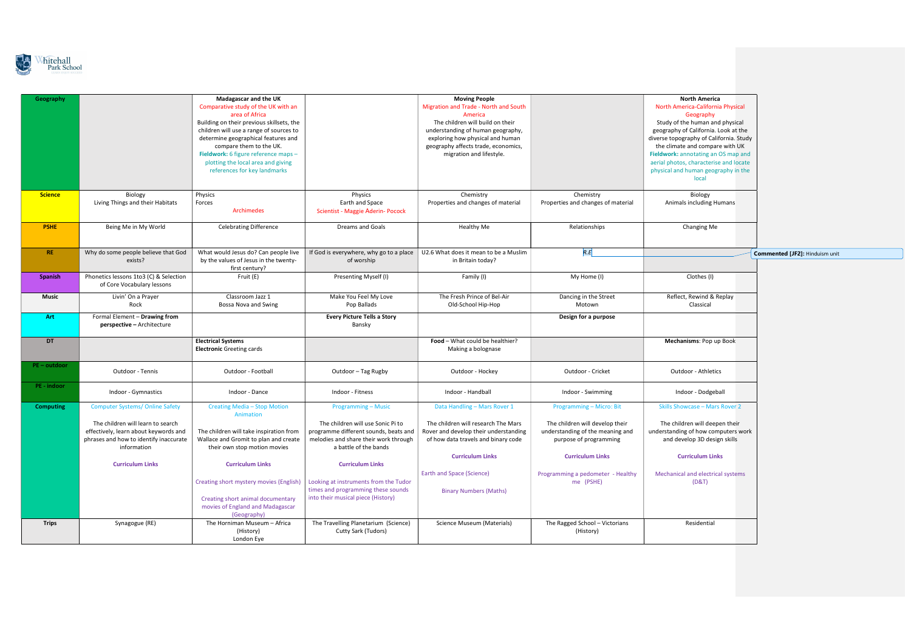| | | | | | | |
|---|---|---|---|---|---|---|
| **Geography** | | **Madagascar and the UK**<br>Comparative study of the UK with an area of Africa<br>Building on their previous skillsets, the children will use a range of sources to determine geographical features and compare them to the UK.<br>**Fieldwork:** 6 figure reference maps – plotting the local area and giving references for key landmarks | | **Moving People**<br>Migration and Trade - North and South America<br>The children will build on their understanding of human geography, exploring how physical and human geography affects trade, economics, migration and lifestyle. | | **North America**<br>North America-California Physical Geography<br>Study of the human and physical geography of California. Look at the diverse topography of California. Study the climate and compare with UK<br>**Fieldwork:** annotating an OS map and aerial photos, characterise and locate physical and human geography in the local |
| **Science** | Biology<br>Living Things and their Habitats | Physics<br>Forces<br>Archimedes | Physics<br>Earth and Space<br>Scientist - Maggie Aderin- Pocock | Chemistry<br>Properties and changes of material | Chemistry<br>Properties and changes of material | Biology<br>Animals including Humans |
| **PSHE** | Being Me in My World | Celebrating Difference | Dreams and Goals | Healthy Me | Relationships | Changing Me |
| **RE** | Why do some people believe that God exists? | What would Jesus do? Can people live by the values of Jesus in the twenty-first century? | If God is everywhere, why go to a place of worship | U2.6 What does it mean to be a Muslim in Britain today? | *R.E* | |
| **Spanish** | Phonetics lessons 1to3 (C) & Selection of Core Vocabulary lessons | Fruit (E) | Presenting Myself (I) | Family (I) | My Home (I) | Clothes (I) |
| **Music** | Livin' On a Prayer<br>Rock | Classroom Jazz 1<br>Bossa Nova and Swing | Make You Feel My Love<br>Pop Ballads | The Fresh Prince of Bel-Air<br>Old-School Hip-Hop | Dancing in the Street<br>Motown | Reflect, Rewind & Replay<br>Classical |
| **Art** | Formal Element – **Drawing from perspective** – Architecture | | **Every Picture Tells a Story**<br>Bansky | | **Design for a purpose** | |
| **DT** | | **Electrical Systems**<br>**Electronic** Greeting cards | | **Food** – What could be healthier?<br>Making a bolognase | | **Mechanisms**: Pop up Book |
| **PE – outdoor** | Outdoor - Tennis | Outdoor - Football | Outdoor – Tag Rugby | Outdoor - Hockey | Outdoor - Cricket | Outdoor - Athletics |
| **PE - indoor** | Indoor - Gymnastics | Indoor - Dance | Indoor - Fitness | Indoor - Handball | Indoor - Swimming | Indoor - Dodgeball |
| **Computing** | Computer Systems/ Online Safety<br>The children will learn to search effectively, learn about keywords and phrases and how to identify inaccurate information<br>**Curriculum Links** | Creating Media – Stop Motion Animation<br>The children will take inspiration from Wallace and Gromit to plan and create their own stop motion movies<br>**Curriculum Links**<br>Creating short mystery movies (English)<br>Creating short animal documentary movies of England and Madagascar (Geography) | Programming – Music<br>The children will use Sonic Pi to programme different sounds, beats and melodies and share their work through a battle of the bands<br>**Curriculum Links**<br>Looking at instruments from the Tudor times and programming these sounds into their musical piece (History) | Data Handling – Mars Rover 1<br>The children will research The Mars Rover and develop their understanding of how data travels and binary code<br>**Curriculum Links**<br>Earth and Space (Science)<br>Binary Numbers (Maths) | Programming – Micro: Bit<br>The children will develop their understanding of the meaning and purpose of programming<br>**Curriculum Links**<br>Programming a pedometer - Healthy me (PSHE) | Skills Showcase – Mars Rover 2<br>The children will deepen their understanding of how computers work and develop 3D design skills<br>**Curriculum Links**<br>Mechanical and electrical systems (D&T) |
| **Trips** | Synagogue (RE) | The Horniman Museum – Africa (History)<br>London Eye | The Travelling Planetarium (Science)<br>Cutty Sark (Tudors) | Science Museum (Materials) | The Ragged School – Victorians (History) | Residential |

**Commented [JF2]:** Hinduism unit